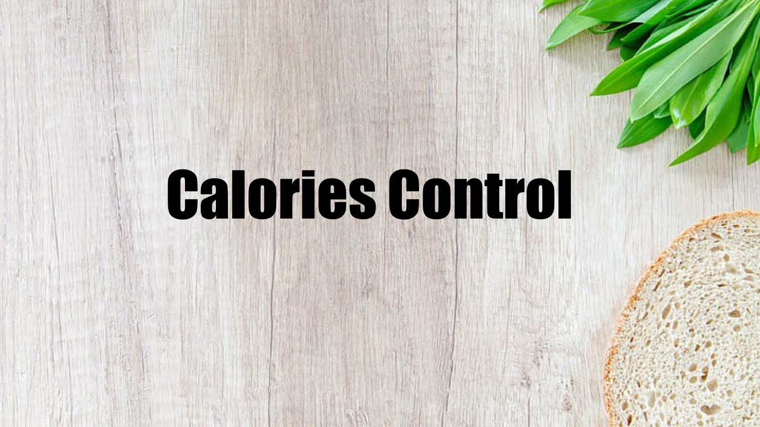# Calories Control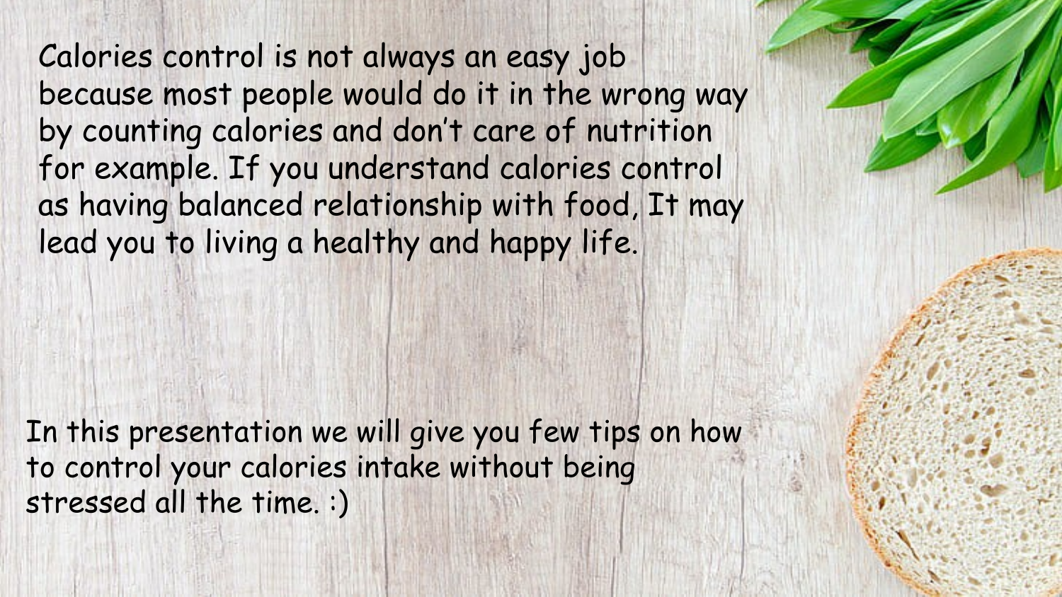Calories control is not always an easy job because most people would do it in the wrong way by counting calories and don't care of nutrition for example. If you understand calories control as having balanced relationship with food, It may lead you to living a healthy and happy life.

In this presentation we will give you few tips on how to control your calories intake without being stressed all the time. :)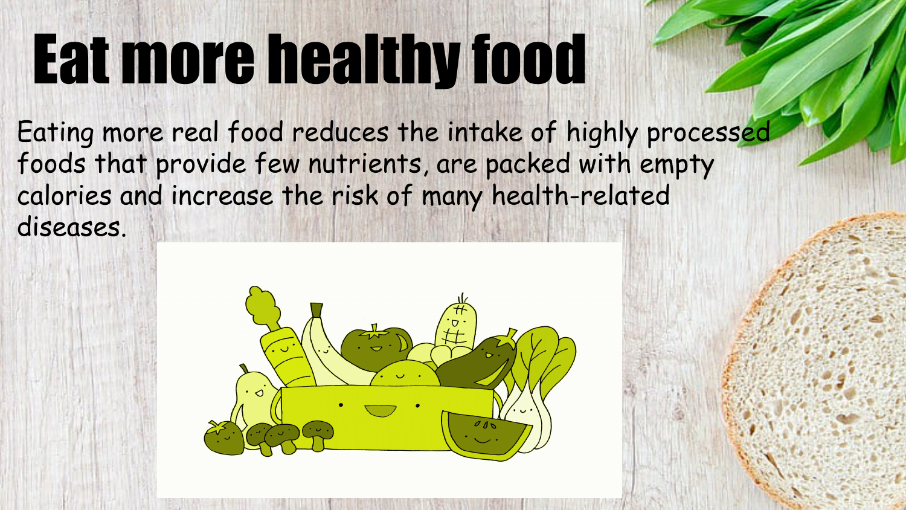# Eat more healthy food

Eating more real food reduces the intake of highly processed foods that provide few nutrients, are packed with empty calories and increase the risk of many health-related diseases.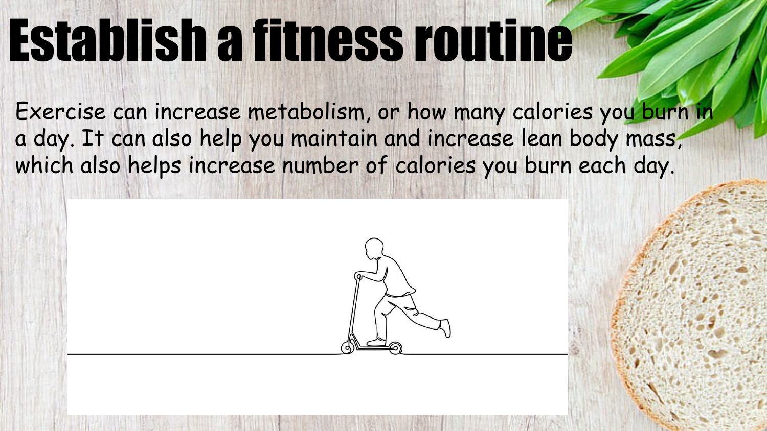# Establish a fitness routine

Exercise can increase metabolism, or how many calories you burn in a day. It can also help you maintain and increase lean body mass, which also helps increase number of calories you burn each day.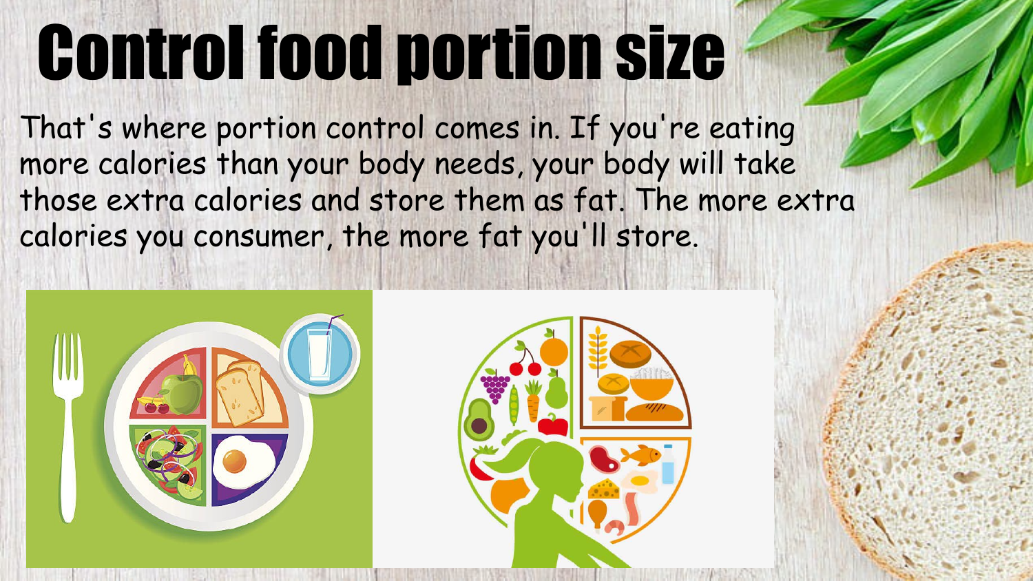# Control food portion size

That's where portion control comes in. If you're eating more calories than your body needs, your body will take those extra calories and store them as fat. The more extra calories you consumer, the more fat you'll store.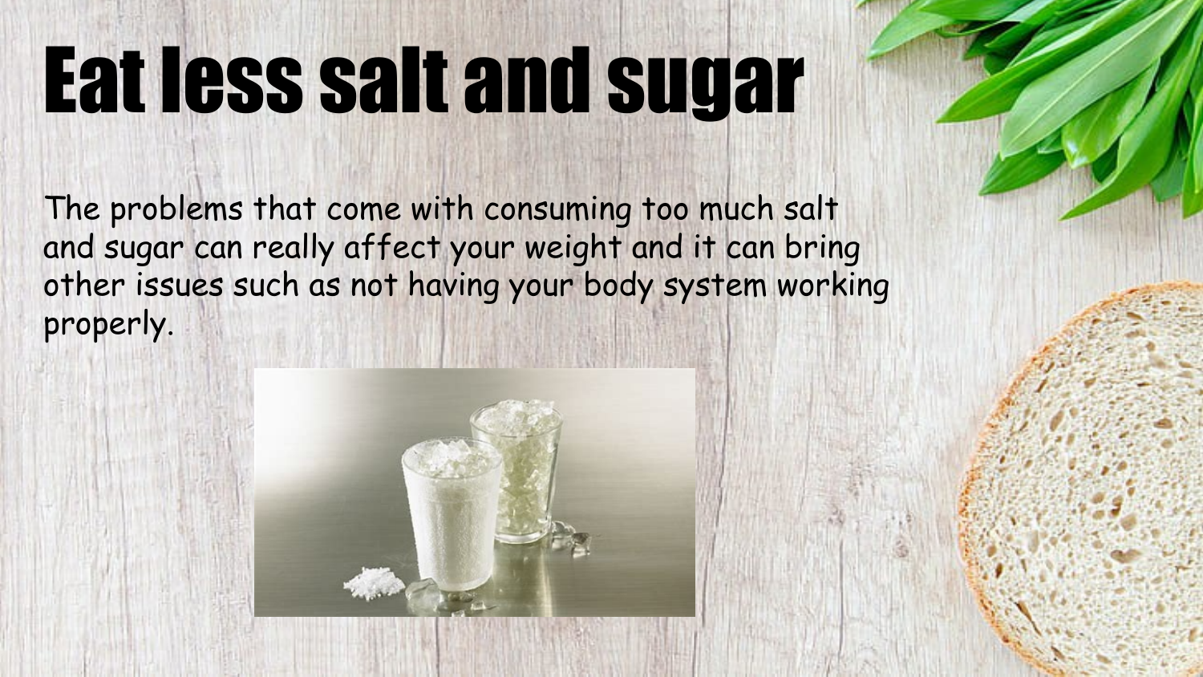# Eat less salt and sugar

The problems that come with consuming too much salt and sugar can really affect your weight and it can bring other issues such as not having your body system working properly.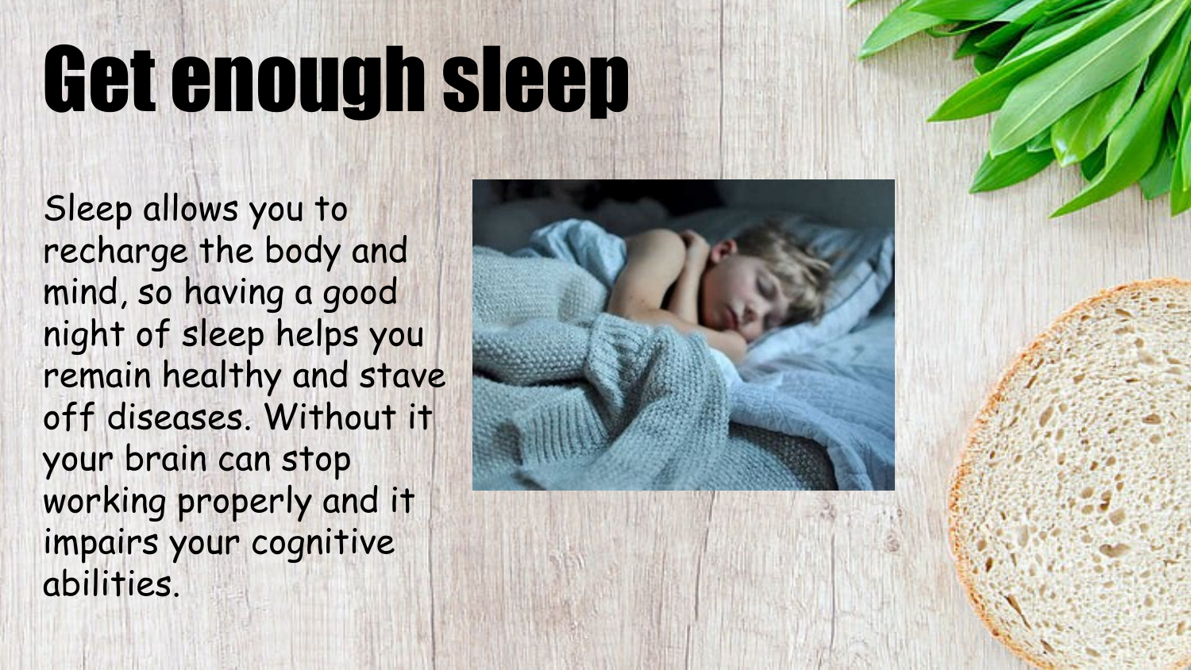# Get enough sleep

Sleep allows you to recharge the body and mind, so having a good night of sleep helps you remain healthy and stave off diseases. Without it your brain can stop working properly and it impairs your cognitive abilities.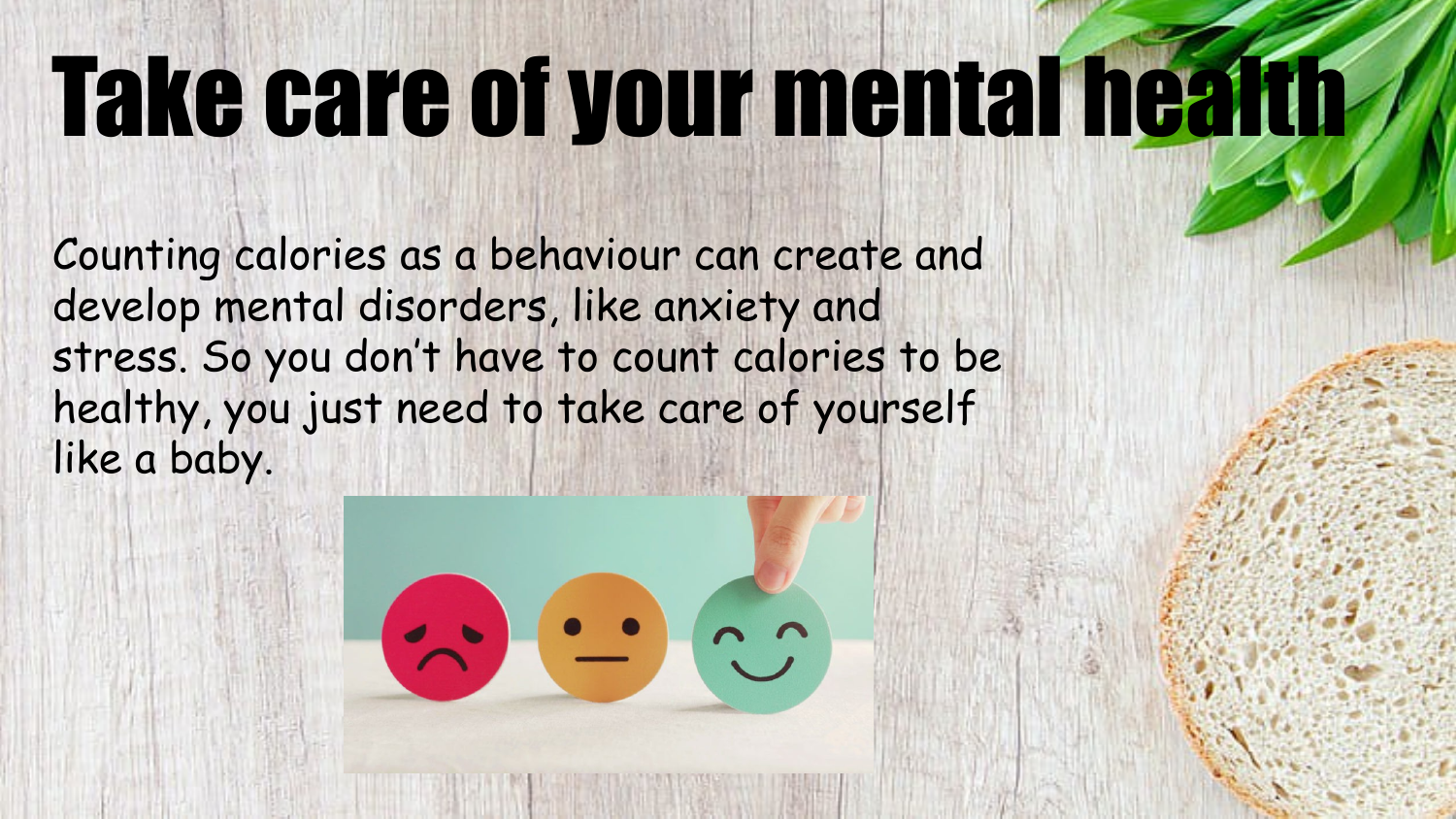# Take care of your mental health

Counting calories as a behaviour can create and develop mental disorders, like anxiety and stress. So you don't have to count calories to be healthy, you just need to take care of yourself like a baby.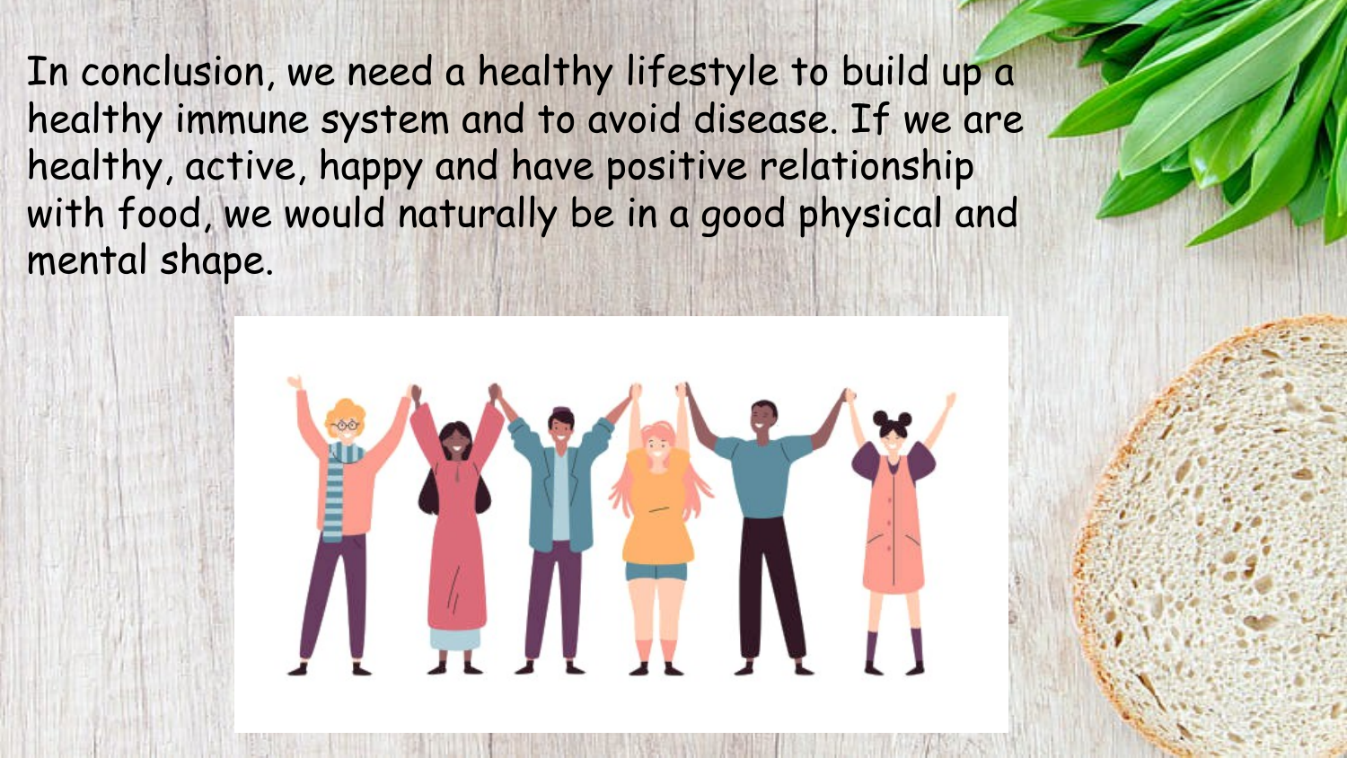In conclusion, we need a healthy lifestyle to build up a healthy immune system and to avoid disease. If we are healthy, active, happy and have positive relationship with food, we would naturally be in a good physical and mental shape.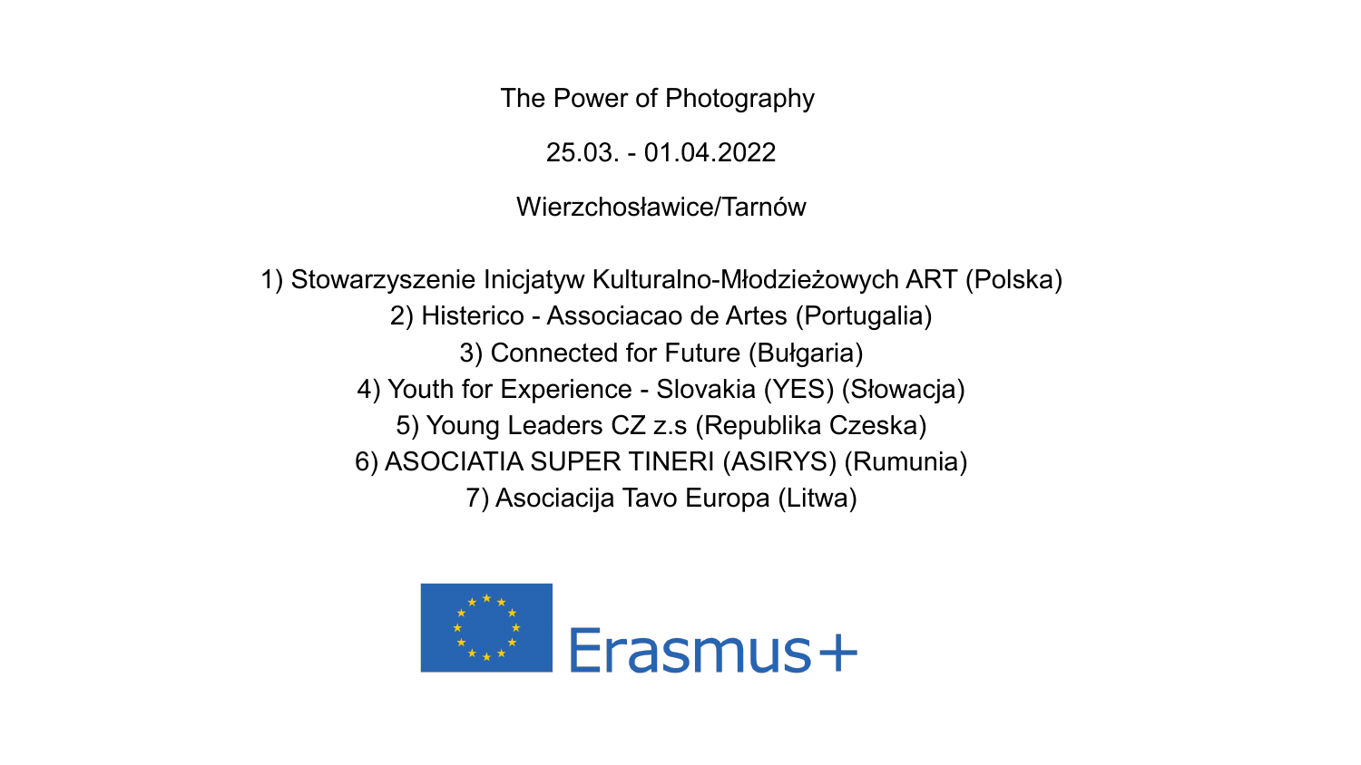The Power of Photography

25.03. - 01.04.2022

Wierzchosławice/Tarnów

1) Stowarzyszenie Inicjatyw Kulturalno-Młodzieżowych ART (Polska)
2) Histerico - Associacao de Artes (Portugalia)
3) Connected for Future (Bułgaria)
4) Youth for Experience - Slovakia (YES) (Słowacja)
5) Young Leaders CZ z.s (Republika Czeska)
6) ASOCIATIA SUPER TINERI (ASIRYS) (Rumunia)
7) Asociacija Tavo Europa (Litwa)

Erasmus+